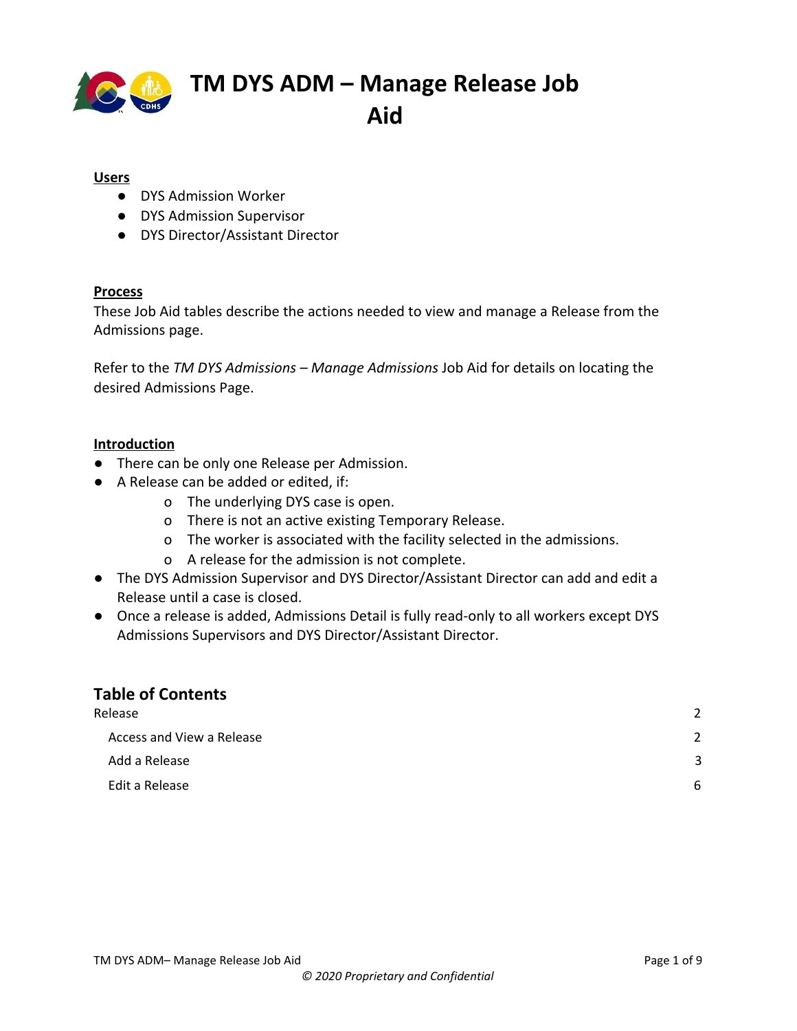# TM DYS ADM – Manage Release Job Aid

**Users**

- DYS Admission Worker
- DYS Admission Supervisor
- DYS Director/Assistant Director

**Process**

These Job Aid tables describe the actions needed to view and manage a Release from the Admissions page.

Refer to the *TM DYS Admissions – Manage Admissions* Job Aid for details on locating the desired Admissions Page.

**Introduction**

- There can be only one Release per Admission.
- A Release can be added or edited, if:
  - The underlying DYS case is open.
  - There is not an active existing Temporary Release.
  - The worker is associated with the facility selected in the admissions.
  - A release for the admission is not complete.
- The DYS Admission Supervisor and DYS Director/Assistant Director can add and edit a Release until a case is closed.
- Once a release is added, Admissions Detail is fully read-only to all workers except DYS Admissions Supervisors and DYS Director/Assistant Director.

## Table of Contents

| | |
|---|---|
| Release | 2 |
| Access and View a Release | 2 |
| Add a Release | 3 |
| Edit a Release | 6 |

*© 2020 Proprietary and Confidential*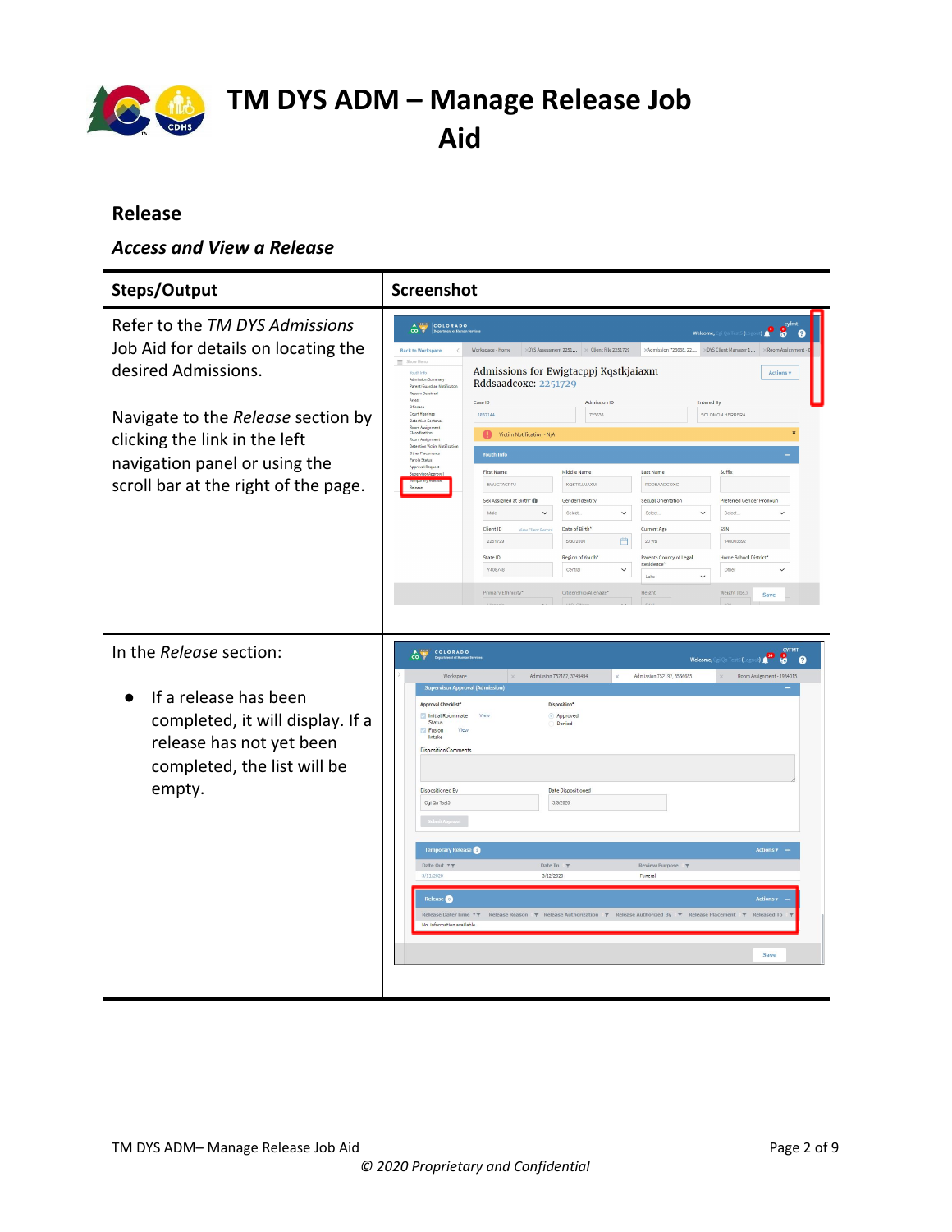# TM DYS ADM – Manage Release Job Aid

## Release

### *Access and View a Release*

| Steps/Output | Screenshot |
| --- | --- |
| Refer to the *TM DYS Admissions* Job Aid for details on locating the desired Admissions.<br><br>Navigate to the *Release* section by clicking the link in the left navigation panel or using the scroll bar at the right of the page. | |
| In the *Release* section:<br><br>● If a release has been completed, it will display. If a release has not yet been completed, the list will be empty. | |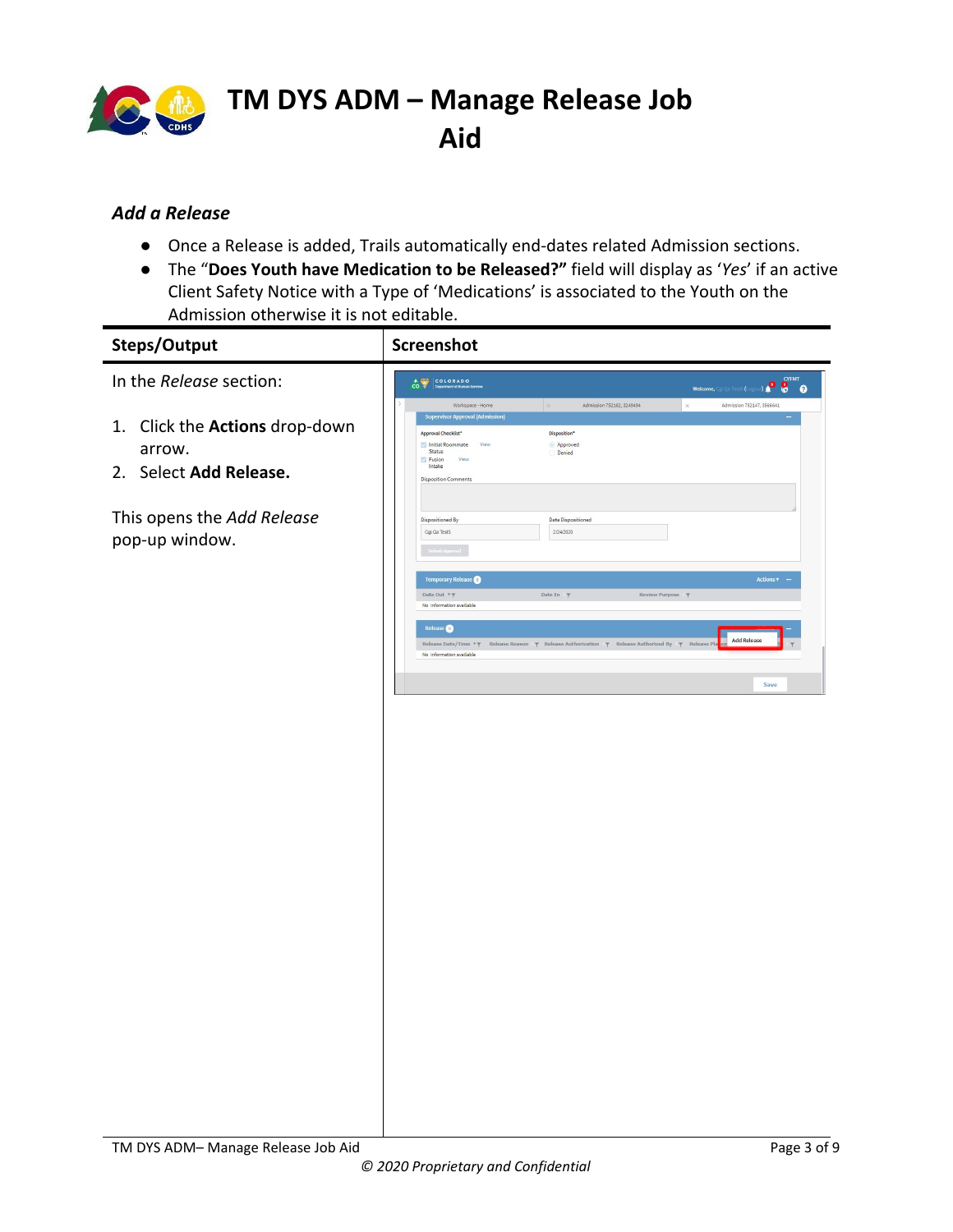### *Add a Release*

- Once a Release is added, Trails automatically end-dates related Admission sections.
- The "**Does Youth have Medication to be Released?"** field will display as '*Yes*' if an active Client Safety Notice with a Type of 'Medications' is associated to the Youth on the Admission otherwise it is not editable.

| Steps/Output | Screenshot |
|---|---|
| In the *Release* section:<br><br>1. Click the **Actions** drop-down arrow.<br>2. Select **Add Release.**<br><br>This opens the *Add Release* pop-up window. | |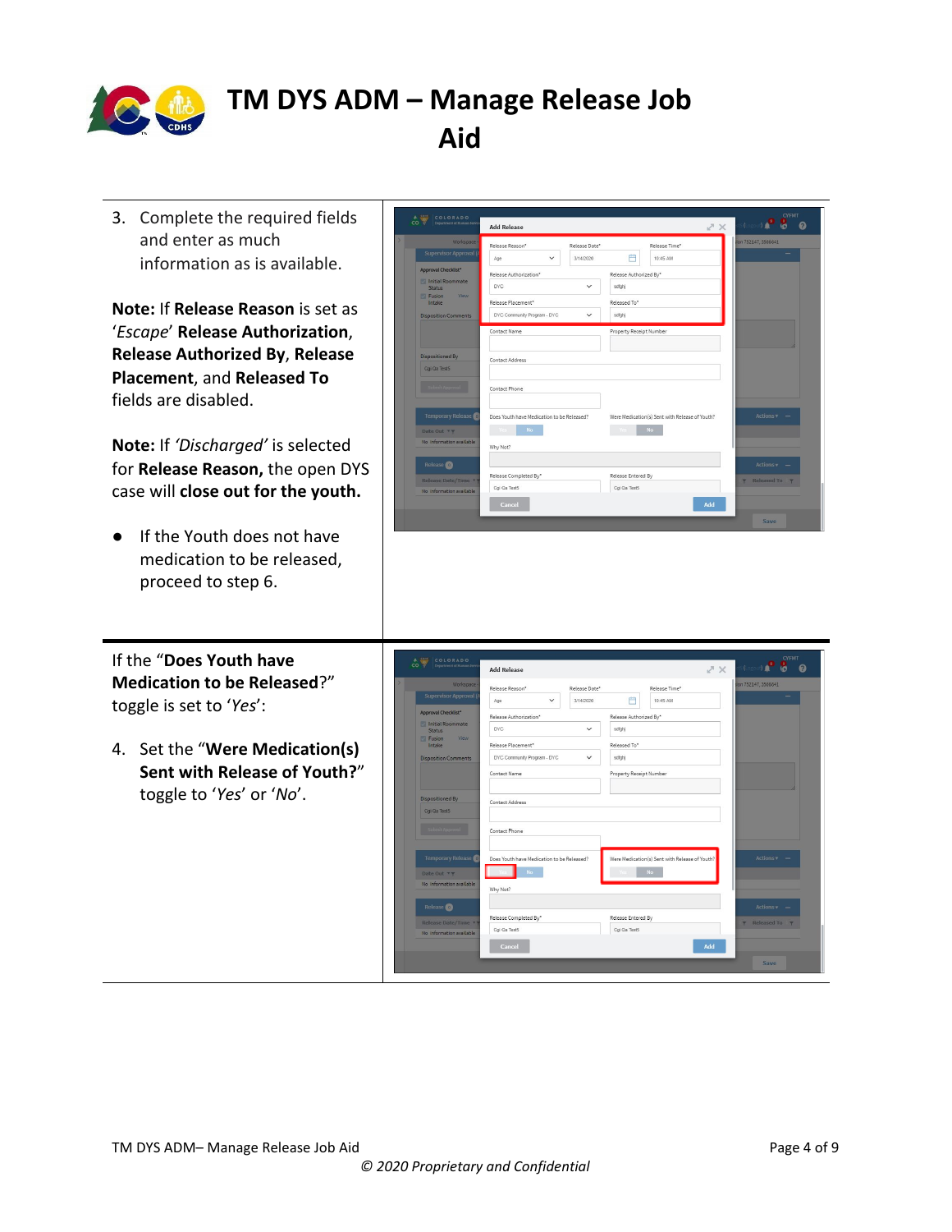# TM DYS ADM – Manage Release Job Aid

3. Complete the required fields and enter as much information as is available.

**Note:** If **Release Reason** is set as '*Escape*' **Release Authorization, Release Authorized By, Release Placement**, and **Released To** fields are disabled.

**Note:** If *'Discharged'* is selected for **Release Reason,** the open DYS case will **close out for the youth.**

- If the Youth does not have medication to be released, proceed to step 6.

If the "**Does Youth have Medication to be Released**?" toggle is set to '*Yes*':

4. Set the "**Were Medication(s) Sent with Release of Youth?**" toggle to '*Yes*' or '*No*'.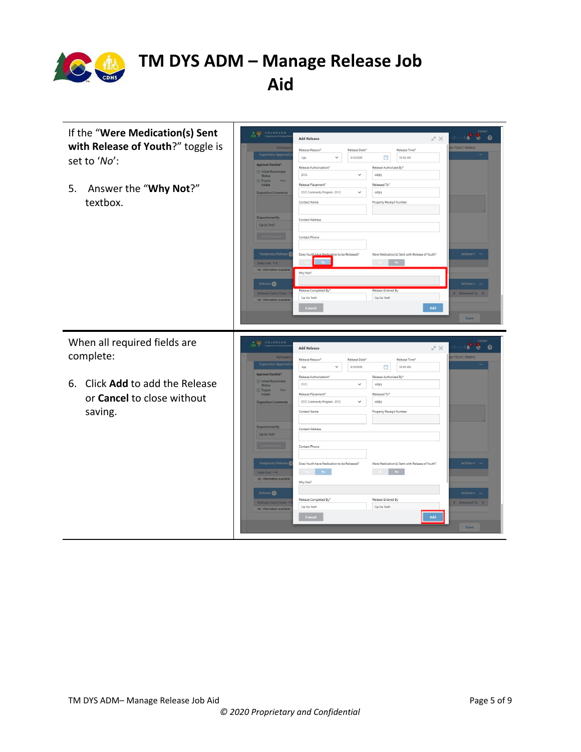If the "**Were Medication(s) Sent with Release of Youth**?" toggle is set to '*No*':

5. Answer the "**Why Not**?" textbox.

When all required fields are complete:

6. Click **Add** to add the Release or **Cancel** to close without saving.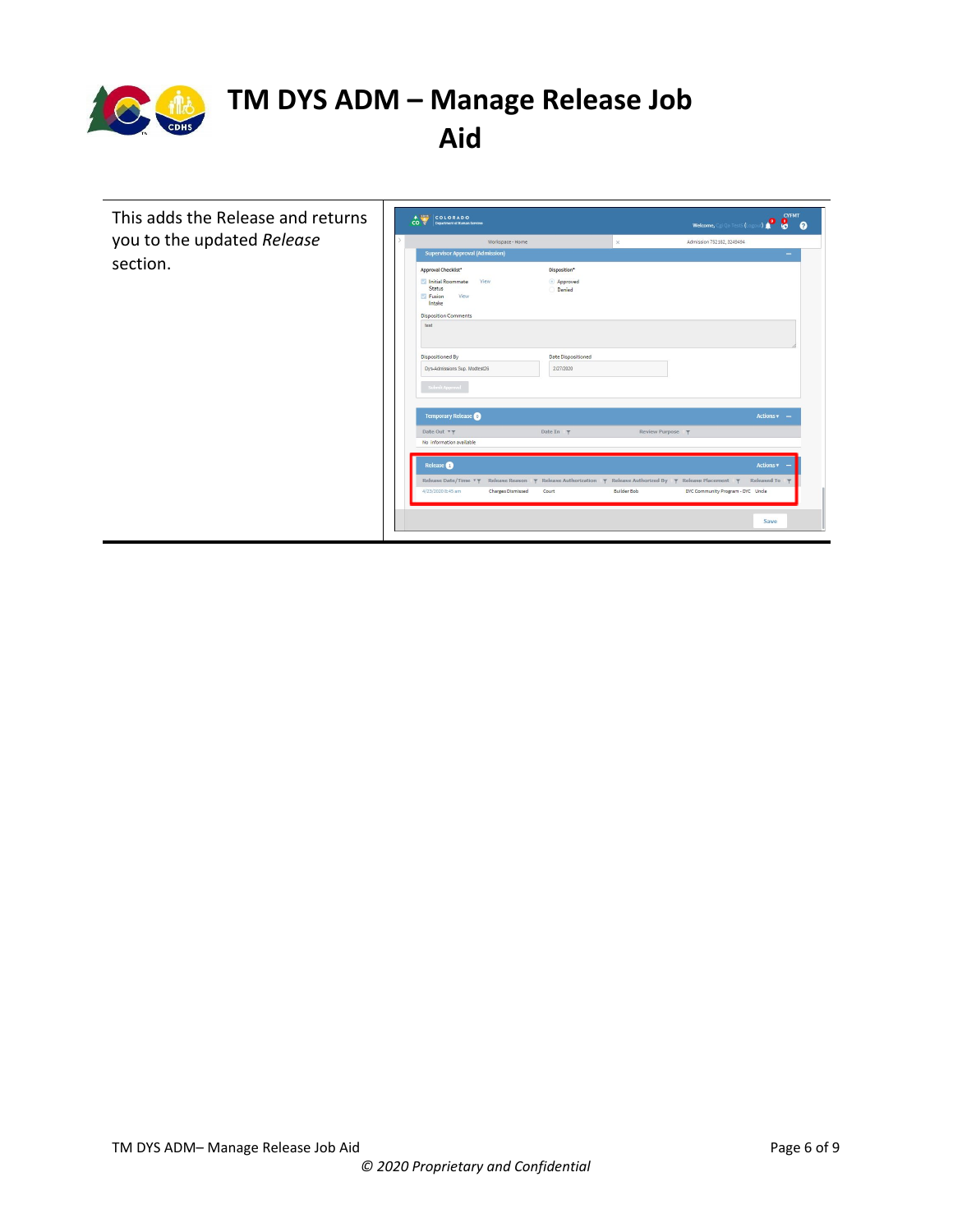This adds the Release and returns you to the updated *Release* section.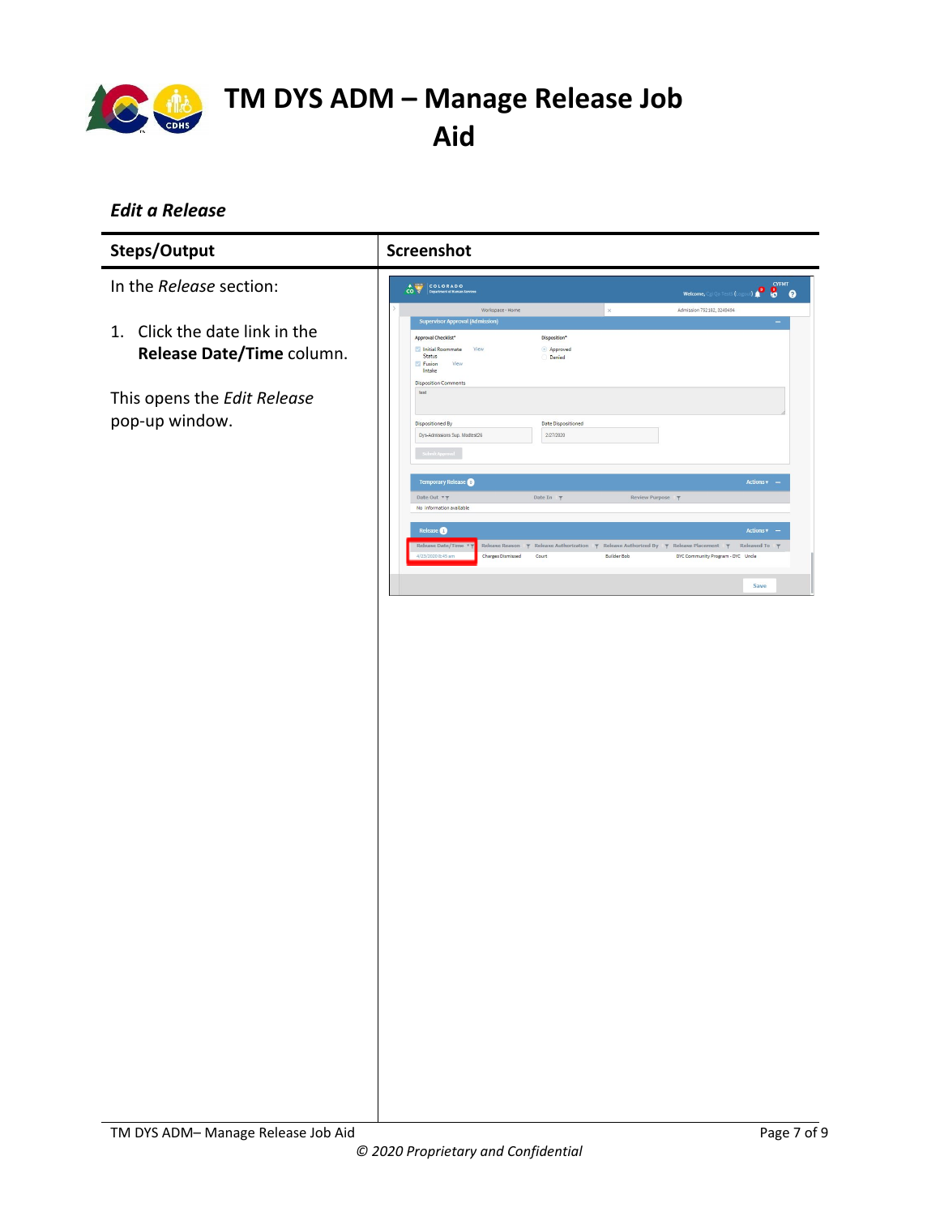# TM DYS ADM – Manage Release Job Aid

### *Edit a Release*

| Steps/Output | Screenshot |
|---|---|
| In the *Release* section:<br><br>1. Click the date link in the **Release Date/Time** column.<br><br>This opens the *Edit Release* pop-up window. | |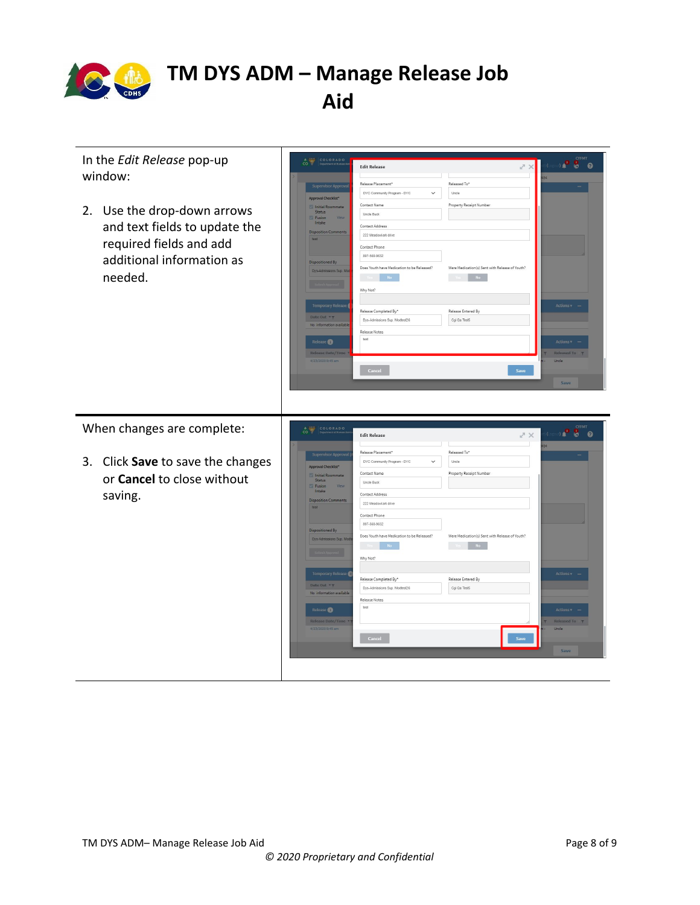# TM DYS ADM – Manage Release Job Aid

In the *Edit Release* pop-up window:

2. Use the drop-down arrows and text fields to update the required fields and add additional information as needed.

When changes are complete:

3. Click **Save** to save the changes or **Cancel** to close without saving.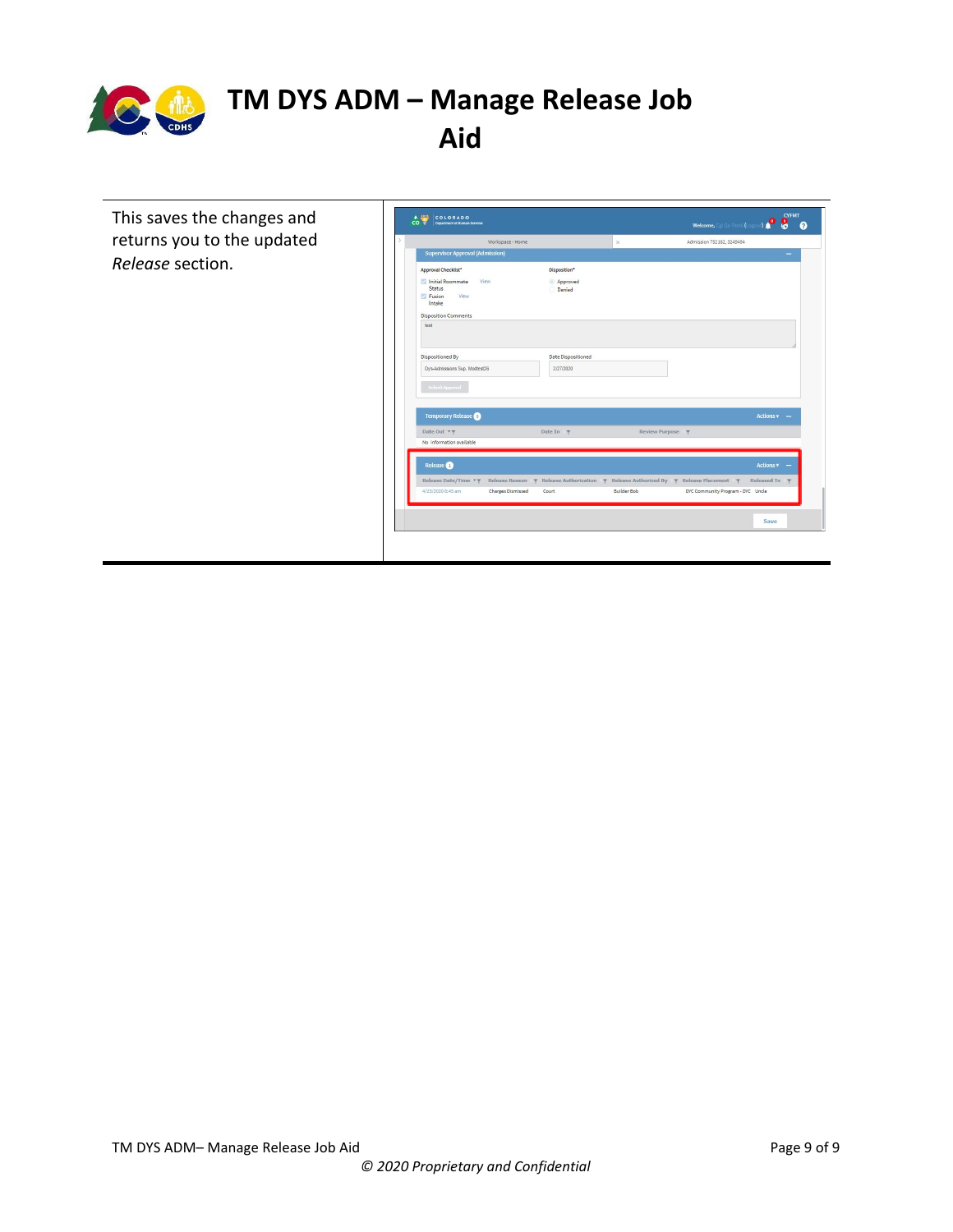# TM DYS ADM – Manage Release Job Aid

This saves the changes and returns you to the updated *Release* section.